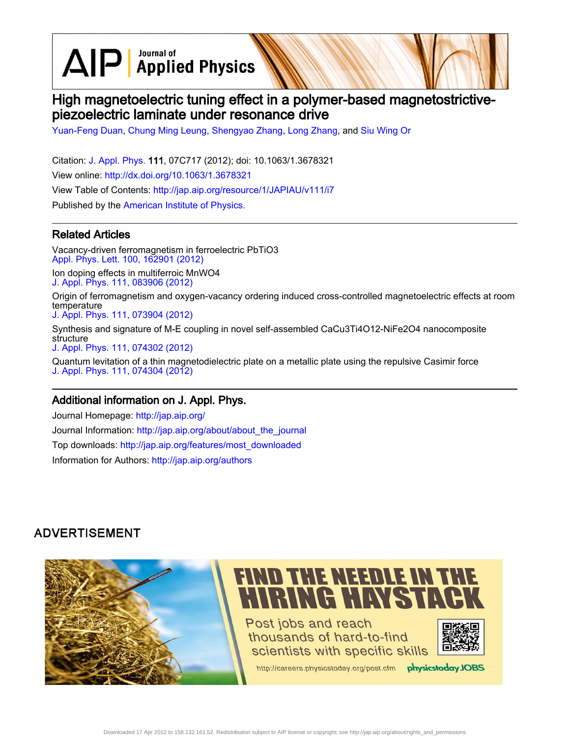# High magnetoelectric tuning effect in a polymer-based magnetostrictive-piezoelectric laminate under resonance drive

Yuan-Feng Duan, Chung Ming Leung, Shengyao Zhang, Long Zhang, and Siu Wing Or

Citation: J. Appl. Phys. **111**, 07C717 (2012); doi: 10.1063/1.3678321

View online: http://dx.doi.org/10.1063/1.3678321

View Table of Contents: http://jap.aip.org/resource/1/JAPIAU/v111/i7

Published by the American Institute of Physics.

## Related Articles

Vacancy-driven ferromagnetism in ferroelectric PbTiO3
Appl. Phys. Lett. 100, 162901 (2012)

Ion doping effects in multiferroic MnWO4
J. Appl. Phys. 111, 083906 (2012)

Origin of ferromagnetism and oxygen-vacancy ordering induced cross-controlled magnetoelectric effects at room temperature
J. Appl. Phys. 111, 073904 (2012)

Synthesis and signature of M-E coupling in novel self-assembled CaCu3Ti4O12-NiFe2O4 nanocomposite structure
J. Appl. Phys. 111, 074302 (2012)

Quantum levitation of a thin magnetodielectric plate on a metallic plate using the repulsive Casimir force
J. Appl. Phys. 111, 074304 (2012)

## Additional information on J. Appl. Phys.

Journal Homepage: http://jap.aip.org/

Journal Information: http://jap.aip.org/about/about_the_journal

Top downloads: http://jap.aip.org/features/most_downloaded

Information for Authors: http://jap.aip.org/authors

ADVERTISEMENT

FIND THE NEEDLE IN THE HIRING HAYSTACK

Post jobs and reach thousands of hard-to-find scientists with specific skills

http://careers.physicstoday.org/post.cfm

physicstoday JOBS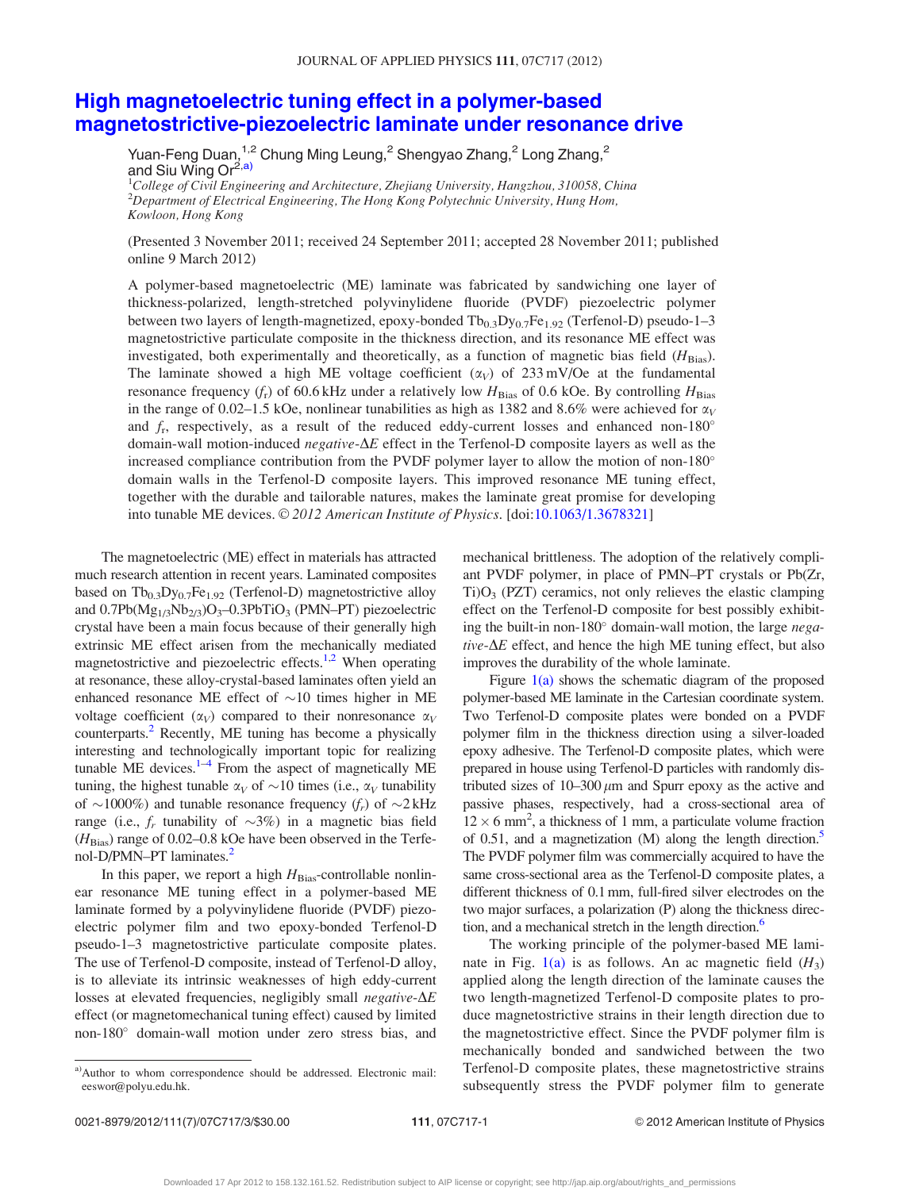# High magnetoelectric tuning effect in a polymer-based magnetostrictive-piezoelectric laminate under resonance drive

Yuan-Feng Duan,[1,2] Chung Ming Leung,[2] Shengyao Zhang,[2] Long Zhang,[2] and Siu Wing Or[2,a)]

[1]College of Civil Engineering and Architecture, Zhejiang University, Hangzhou, 310058, China
[2]Department of Electrical Engineering, The Hong Kong Polytechnic University, Hung Hom, Kowloon, Hong Kong

(Presented 3 November 2011; received 24 September 2011; accepted 28 November 2011; published online 9 March 2012)

A polymer-based magnetoelectric (ME) laminate was fabricated by sandwiching one layer of thickness-polarized, length-stretched polyvinylidene fluoride (PVDF) piezoelectric polymer between two layers of length-magnetized, epoxy-bonded $Tb_{0.3}Dy_{0.7}Fe_{1.92}$ (Terfenol-D) pseudo-1–3 magnetostrictive particulate composite in the thickness direction, and its resonance ME effect was investigated, both experimentally and theoretically, as a function of magnetic bias field ($H_{Bias}$). The laminate showed a high ME voltage coefficient ($\alpha_V$) of 233 mV/Oe at the fundamental resonance frequency ($f_r$) of 60.6 kHz under a relatively low $H_{Bias}$ of 0.6 kOe. By controlling $H_{Bias}$ in the range of 0.02–1.5 kOe, nonlinear tunabilities as high as 1382 and 8.6% were achieved for $\alpha_V$ and $f_r$, respectively, as a result of the reduced eddy-current losses and enhanced non-180° domain-wall motion-induced *negative*-$\Delta E$ effect in the Terfenol-D composite layers as well as the increased compliance contribution from the PVDF polymer layer to allow the motion of non-180° domain walls in the Terfenol-D composite layers. This improved resonance ME tuning effect, together with the durable and tailorable natures, makes the laminate great promise for developing into tunable ME devices. © *2012 American Institute of Physics*. [doi:10.1063/1.3678321]

The magnetoelectric (ME) effect in materials has attracted much research attention in recent years. Laminated composites based on $Tb_{0.3}Dy_{0.7}Fe_{1.92}$ (Terfenol-D) magnetostrictive alloy and $0.7Pb(Mg_{1/3}Nb_{2/3})O_3$–$0.3PbTiO_3$ (PMN–PT) piezoelectric crystal have been a main focus because of their generally high extrinsic ME effect arisen from the mechanically mediated magnetostrictive and piezoelectric effects.[1,2] When operating at resonance, these alloy-crystal-based laminates often yield an enhanced resonance ME effect of ~10 times higher in ME voltage coefficient ($\alpha_V$) compared to their nonresonance $\alpha_V$ counterparts.[2] Recently, ME tuning has become a physically interesting and technologically important topic for realizing tunable ME devices.[1–4] From the aspect of magnetically ME tuning, the highest tunable $\alpha_V$ of ~10 times (i.e., $\alpha_V$ tunability of ~1000%) and tunable resonance frequency ($f_r$) of ~2 kHz range (i.e., $f_r$ tunability of ~3%) in a magnetic bias field ($H_{Bias}$) range of 0.02–0.8 kOe have been observed in the Terfenol-D/PMN–PT laminates.[2]

In this paper, we report a high $H_{Bias}$-controllable nonlinear resonance ME tuning effect in a polymer-based ME laminate formed by a polyvinylidene fluoride (PVDF) piezoelectric polymer film and two epoxy-bonded Terfenol-D pseudo-1–3 magnetostrictive particulate composite plates. The use of Terfenol-D composite, instead of Terfenol-D alloy, is to alleviate its intrinsic weaknesses of high eddy-current losses at elevated frequencies, negligibly small *negative*-$\Delta E$ effect (or magnetomechanical tuning effect) caused by limited non-180° domain-wall motion under zero stress bias, and mechanical brittleness. The adoption of the relatively compliant PVDF polymer, in place of PMN–PT crystals or Pb(Zr, Ti)$O_3$ (PZT) ceramics, not only relieves the elastic clamping effect on the Terfenol-D composite for best possibly exhibiting the built-in non-180° domain-wall motion, the large *negative*-$\Delta E$ effect, and hence the high ME tuning effect, but also improves the durability of the whole laminate.

Figure 1(a) shows the schematic diagram of the proposed polymer-based ME laminate in the Cartesian coordinate system. Two Terfenol-D composite plates were bonded on a PVDF polymer film in the thickness direction using a silver-loaded epoxy adhesive. The Terfenol-D composite plates, which were prepared in house using Terfenol-D particles with randomly distributed sizes of 10–300 $\mu$m and Spurr epoxy as the active and passive phases, respectively, had a cross-sectional area of $12 \times 6$ mm$^2$, a thickness of 1 mm, a particulate volume fraction of 0.51, and a magnetization (M) along the length direction.[5] The PVDF polymer film was commercially acquired to have the same cross-sectional area as the Terfenol-D composite plates, a different thickness of 0.1 mm, full-fired silver electrodes on the two major surfaces, a polarization (P) along the thickness direction, and a mechanical stretch in the length direction.[6]

The working principle of the polymer-based ME laminate in Fig. 1(a) is as follows. An ac magnetic field ($H_3$) applied along the length direction of the laminate causes the two length-magnetized Terfenol-D composite plates to produce magnetostrictive strains in their length direction due to the magnetostrictive effect. Since the PVDF polymer film is mechanically bonded and sandwiched between the two Terfenol-D composite plates, these magnetostrictive strains subsequently stress the PVDF polymer film to generate

[a)]Author to whom correspondence should be addressed. Electronic mail: eeswor@polyu.edu.hk.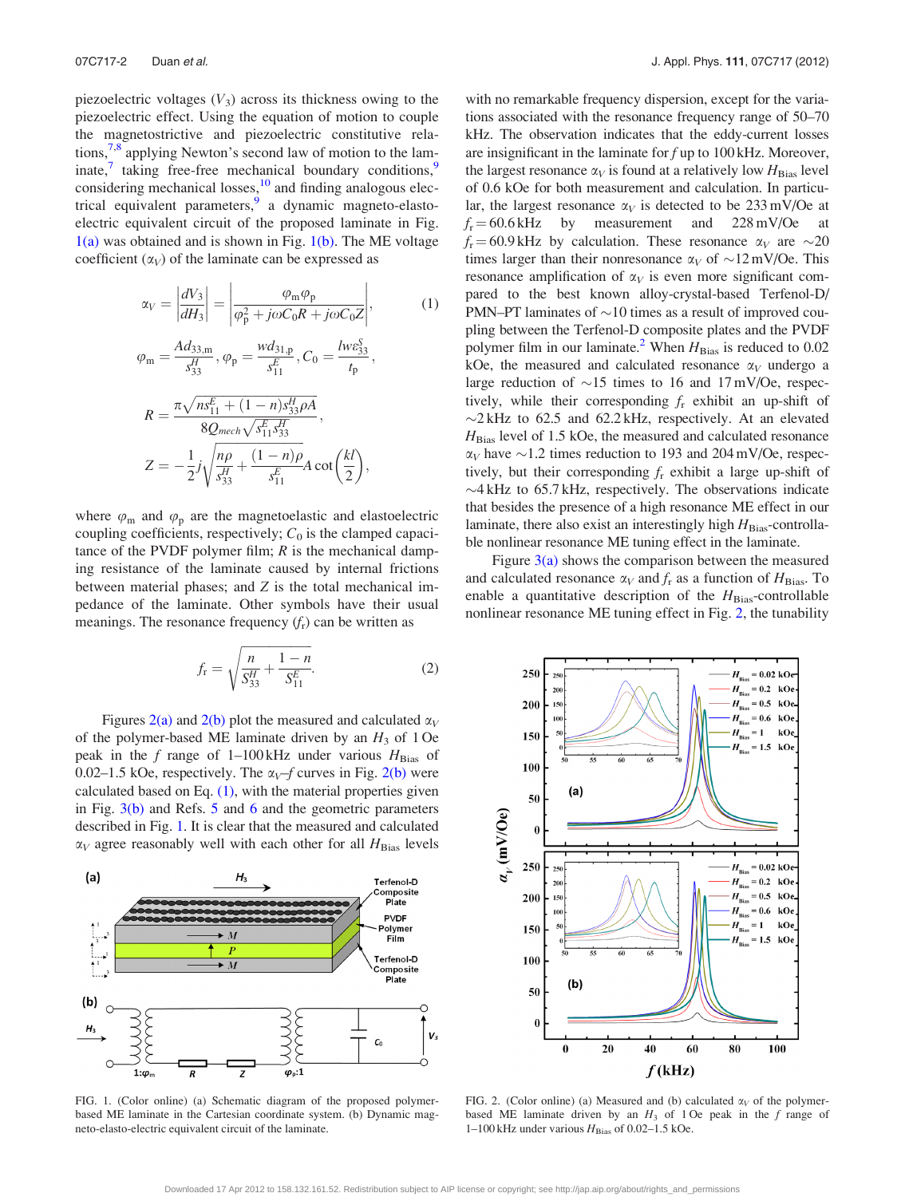piezoelectric voltages ($V_3$) across its thickness owing to the piezoelectric effect. Using the equation of motion to couple the magnetostrictive and piezoelectric constitutive relations,[7,8] applying Newton's second law of motion to the laminate,[7] taking free-free mechanical boundary conditions,[9] considering mechanical losses,[10] and finding analogous electrical equivalent parameters,[9] a dynamic magneto-elasto-electric equivalent circuit of the proposed laminate in Fig. 1(a) was obtained and is shown in Fig. 1(b). The ME voltage coefficient ($\alpha_V$) of the laminate can be expressed as

$$\alpha_V = \left|\frac{dV_3}{dH_3}\right| = \left|\frac{\varphi_m \varphi_p}{\varphi_p^2 + j\omega C_0 R + j\omega C_0 Z}\right|, \tag{1}$$

$$\varphi_m = \frac{A d_{33,m}}{s_{33}^H}, \varphi_p = \frac{w d_{31,p}}{s_{11}^E}, C_0 = \frac{l w \varepsilon_{33}^S}{t_p},$$

$$R = \frac{\pi\sqrt{n s_{11}^E + (1-n) s_{33}^H}\rho A}{8 Q_{mech}\sqrt{s_{11}^E s_{33}^H}},$$

$$Z = -\frac{1}{2} j \sqrt{\frac{n\rho}{s_{33}^H} + \frac{(1-n)\rho}{s_{11}^E}} A \cot\left(\frac{kl}{2}\right),$$

where $\varphi_m$ and $\varphi_p$ are the magnetoelastic and elastoelectric coupling coefficients, respectively; $C_0$ is the clamped capacitance of the PVDF polymer film; $R$ is the mechanical damping resistance of the laminate caused by internal frictions between material phases; and $Z$ is the total mechanical impedance of the laminate. Other symbols have their usual meanings. The resonance frequency ($f_r$) can be written as

$$f_r = \sqrt{\frac{n}{S_{33}^H} + \frac{1-n}{S_{11}^E}}. \tag{2}$$

Figures 2(a) and 2(b) plot the measured and calculated $\alpha_V$ of the polymer-based ME laminate driven by an $H_3$ of 1 Oe peak in the $f$ range of 1–100 kHz under various $H_{\text{Bias}}$ of 0.02–1.5 kOe, respectively. The $\alpha_V$–$f$ curves in Fig. 2(b) were calculated based on Eq. (1), with the material properties given in Fig. 3(b) and Refs. 5 and 6 and the geometric parameters described in Fig. 1. It is clear that the measured and calculated $\alpha_V$ agree reasonably well with each other for all $H_{\text{Bias}}$ levels with no remarkable frequency dispersion, except for the variations associated with the resonance frequency range of 50–70 kHz. The observation indicates that the eddy-current losses are insignificant in the laminate for $f$ up to 100 kHz. Moreover, the largest resonance $\alpha_V$ is found at a relatively low $H_{\text{Bias}}$ level of 0.6 kOe for both measurement and calculation. In particular, the largest resonance $\alpha_V$ is detected to be 233 mV/Oe at $f_r = 60.6$ kHz by measurement and 228 mV/Oe at $f_r = 60.9$ kHz by calculation. These resonance $\alpha_V$ are ~20 times larger than their nonresonance $\alpha_V$ of ~12 mV/Oe. This resonance amplification of $\alpha_V$ is even more significant compared to the best known alloy-crystal-based Terfenol-D/PMN–PT laminates of ~10 times as a result of improved coupling between the Terfenol-D composite plates and the PVDF polymer film in our laminate.[2] When $H_{\text{Bias}}$ is reduced to 0.02 kOe, the measured and calculated resonance $\alpha_V$ undergo a large reduction of ~15 times to 16 and 17 mV/Oe, respectively, while their corresponding $f_r$ exhibit an up-shift of ~2 kHz to 62.5 and 62.2 kHz, respectively. At an elevated $H_{\text{Bias}}$ level of 1.5 kOe, the measured and calculated resonance $\alpha_V$ have ~1.2 times reduction to 193 and 204 mV/Oe, respectively, but their corresponding $f_r$ exhibit a large up-shift of ~4 kHz to 65.7 kHz, respectively. The observations indicate that besides the presence of a high resonance ME effect in our laminate, there also exist an interestingly high $H_{\text{Bias}}$-controllable nonlinear resonance ME tuning effect in the laminate.

Figure 3(a) shows the comparison between the measured and calculated resonance $\alpha_V$ and $f_r$ as a function of $H_{\text{Bias}}$. To enable a quantitative description of the $H_{\text{Bias}}$-controllable nonlinear resonance ME tuning effect in Fig. 2, the tunability

FIG. 1. (Color online) (a) Schematic diagram of the proposed polymer-based ME laminate in the Cartesian coordinate system. (b) Dynamic magneto-elasto-electric equivalent circuit of the laminate.

FIG. 2. (Color online) (a) Measured and (b) calculated $\alpha_V$ of the polymer-based ME laminate driven by an $H_3$ of 1 Oe peak in the $f$ range of 1–100 kHz under various $H_{\text{Bias}}$ of 0.02–1.5 kOe.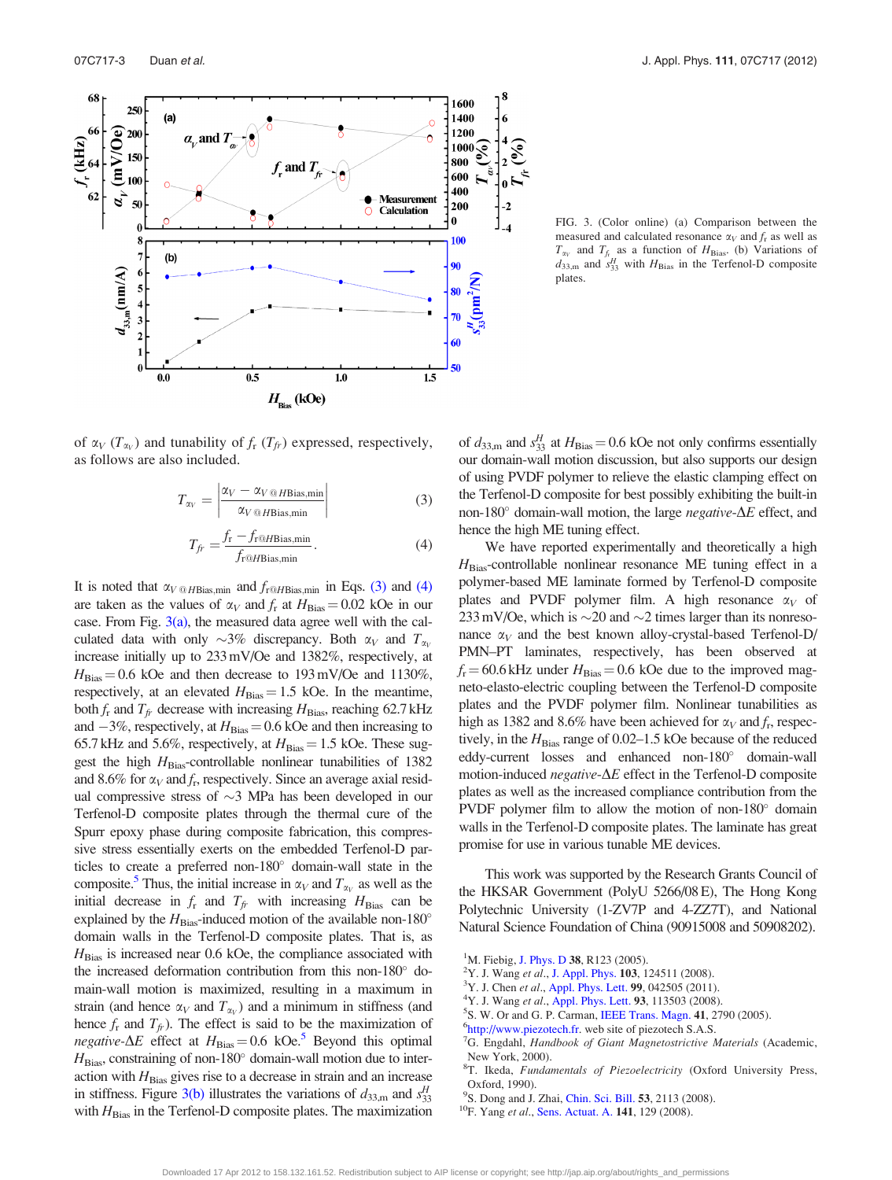(a)

$f_r$ (kHz)

$\alpha_V$ (mV/Oe)

$\alpha_V$ and $T_{\alpha_V}$

$f_r$ and $T_{f_r}$

Measurement

Calculation

$T_{\alpha_V}$ (%)

$T_{f_r}$ (%)

(b)

$d_{33,m}$ (nm/A)

$s^H_{33}$ (pm$^2$/N)

$H_{Bias}$ (kOe)

FIG. 3. (Color online) (a) Comparison between the measured and calculated resonance $\alpha_V$ and $f_r$ as well as $T_{\alpha_V}$ and $T_{f_r}$ as a function of $H_{Bias}$. (b) Variations of $d_{33,m}$ and $s^H_{33}$ with $H_{Bias}$ in the Terfenol-D composite plates.

of $\alpha_V$ ($T_{\alpha_V}$) and tunability of $f_r$ ($T_{fr}$) expressed, respectively, as follows are also included.

$$T_{\alpha_V} = \left| \frac{\alpha_V - \alpha_{V@H\text{Bias,min}}}{\alpha_{V@H\text{Bias,min}}} \right| \quad (3)$$

$$T_{fr} = \frac{f_r - f_{r@H\text{Bias,min}}}{f_{r@H\text{Bias,min}}}. \quad (4)$$

It is noted that $\alpha_{V@H\text{Bias,min}}$ and $f_{r@H\text{Bias,min}}$ in Eqs. (3) and (4) are taken as the values of $\alpha_V$ and $f_r$ at $H_{Bias} = 0.02$ kOe in our case. From Fig. 3(a), the measured data agree well with the calculated data with only ~3% discrepancy. Both $\alpha_V$ and $T_{\alpha_V}$ increase initially up to 233 mV/Oe and 1382%, respectively, at $H_{Bias} = 0.6$ kOe and then decrease to 193 mV/Oe and 1130%, respectively, at an elevated $H_{Bias} = 1.5$ kOe. In the meantime, both $f_r$ and $T_{fr}$ decrease with increasing $H_{Bias}$, reaching 62.7 kHz and −3%, respectively, at $H_{Bias} = 0.6$ kOe and then increasing to 65.7 kHz and 5.6%, respectively, at $H_{Bias} = 1.5$ kOe. These suggest the high $H_{Bias}$-controllable nonlinear tunabilities of 1382 and 8.6% for $\alpha_V$ and $f_r$, respectively. Since an average axial residual compressive stress of ~3 MPa has been developed in our Terfenol-D composite plates through the thermal cure of the Spurr epoxy phase during composite fabrication, this compressive stress essentially exerts on the embedded Terfenol-D particles to create a preferred non-180° domain-wall state in the composite.[5] Thus, the initial increase in $\alpha_V$ and $T_{\alpha_V}$ as well as the initial decrease in $f_r$ and $T_{fr}$ with increasing $H_{Bias}$ can be explained by the $H_{Bias}$-induced motion of the available non-180° domain walls in the Terfenol-D composite plates. That is, as $H_{Bias}$ is increased near 0.6 kOe, the compliance associated with the increased deformation contribution from this non-180° domain-wall motion is maximized, resulting in a maximum in strain (and hence $\alpha_V$ and $T_{\alpha_V}$) and a minimum in stiffness (and hence $f_r$ and $T_{fr}$). The effect is said to be the maximization of *negative*-$\Delta E$ effect at $H_{Bias} = 0.6$ kOe.[5] Beyond this optimal $H_{Bias}$, constraining of non-180° domain-wall motion due to interaction with $H_{Bias}$ gives rise to a decrease in strain and an increase in stiffness. Figure 3(b) illustrates the variations of $d_{33,m}$ and $s^H_{33}$ with $H_{Bias}$ in the Terfenol-D composite plates. The maximization of $d_{33,m}$ and $s^H_{33}$ at $H_{Bias} = 0.6$ kOe not only confirms essentially our domain-wall motion discussion, but also supports our design of using PVDF polymer to relieve the elastic clamping effect on the Terfenol-D composite for best possibly exhibiting the built-in non-180° domain-wall motion, the large *negative*-$\Delta E$ effect, and hence the high ME tuning effect.

We have reported experimentally and theoretically a high $H_{Bias}$-controllable nonlinear resonance ME tuning effect in a polymer-based ME laminate formed by Terfenol-D composite plates and PVDF polymer film. A high resonance $\alpha_V$ of 233 mV/Oe, which is ~20 and ~2 times larger than its nonresonance $\alpha_V$ and the best known alloy-crystal-based Terfenol-D/PMN–PT laminates, respectively, has been observed at $f_r = 60.6$ kHz under $H_{Bias} = 0.6$ kOe due to the improved magneto-elasto-electric coupling between the Terfenol-D composite plates and the PVDF polymer film. Nonlinear tunabilities as high as 1382 and 8.6% have been achieved for $\alpha_V$ and $f_r$, respectively, in the $H_{Bias}$ range of 0.02–1.5 kOe because of the reduced eddy-current losses and enhanced non-180° domain-wall motion-induced *negative*-$\Delta E$ effect in the Terfenol-D composite plates as well as the increased compliance contribution from the PVDF polymer film to allow the motion of non-180° domain walls in the Terfenol-D composite plates. The laminate has great promise for use in various tunable ME devices.

This work was supported by the Research Grants Council of the HKSAR Government (PolyU 5266/08 E), The Hong Kong Polytechnic University (1-ZV7P and 4-ZZ7T), and National Natural Science Foundation of China (90915008 and 50908202).

[1] M. Fiebig, J. Phys. D **38**, R123 (2005).
[2] Y. J. Wang *et al.*, J. Appl. Phys. **103**, 124511 (2008).
[3] Y. J. Chen *et al.*, Appl. Phys. Lett. **99**, 042505 (2011).
[4] Y. J. Wang *et al.*, Appl. Phys. Lett. **93**, 113503 (2008).
[5] S. W. Or and G. P. Carman, IEEE Trans. Magn. **41**, 2790 (2005).
[6] http://www.piezotech.fr. web site of piezotech S.A.S.
[7] G. Engdahl, *Handbook of Giant Magnetostrictive Materials* (Academic, New York, 2000).
[8] T. Ikeda, *Fundamentals of Piezoelectricity* (Oxford University Press, Oxford, 1990).
[9] S. Dong and J. Zhai, Chin. Sci. Bull. **53**, 2113 (2008).
[10] F. Yang *et al.*, Sens. Actuat. A. **141**, 129 (2008).